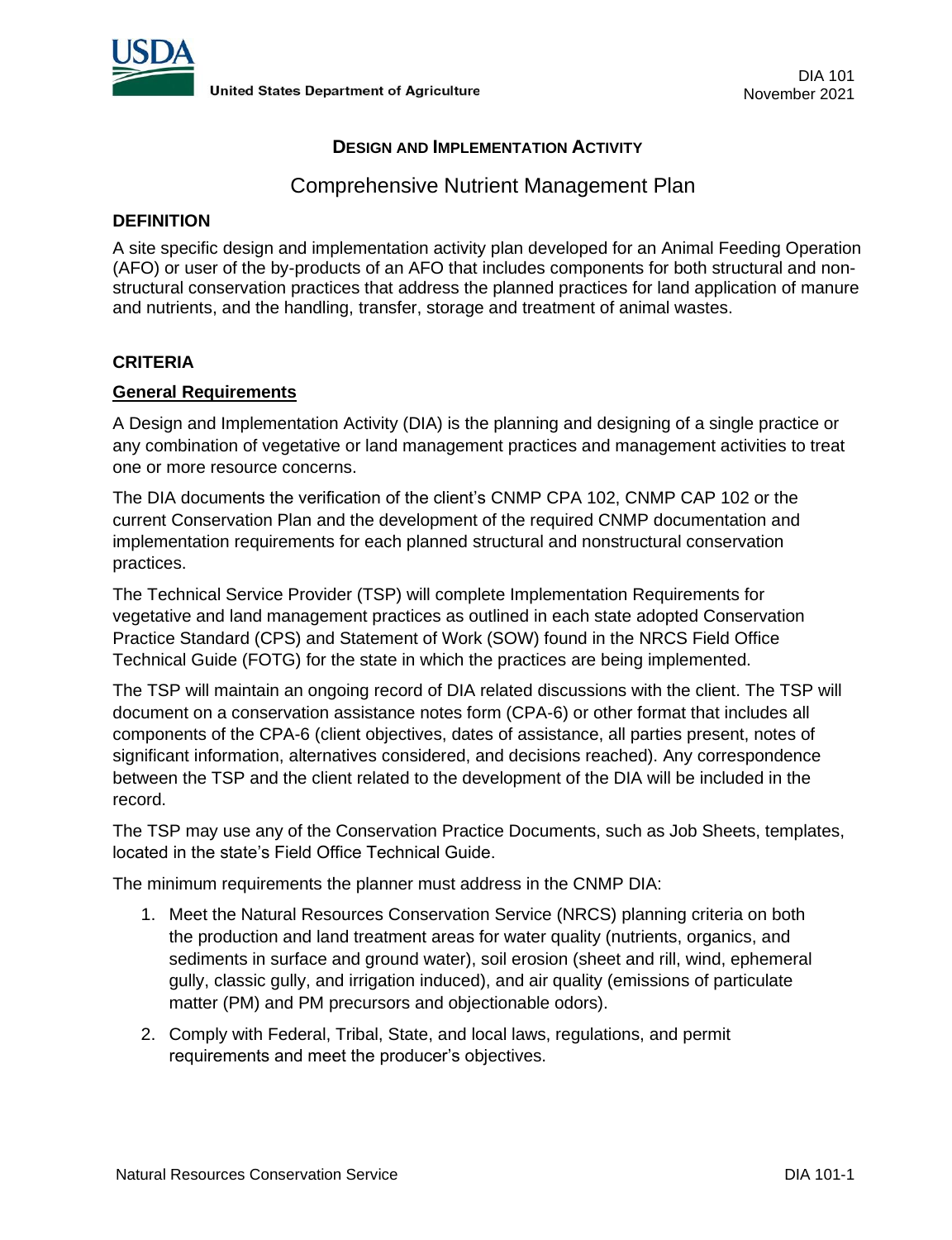United States Department of Agriculture

DIA 101
November 2021

# DESIGN AND IMPLEMENTATION ACTIVITY

## Comprehensive Nutrient Management Plan

### DEFINITION

A site specific design and implementation activity plan developed for an Animal Feeding Operation (AFO) or user of the by-products of an AFO that includes components for both structural and non-structural conservation practices that address the planned practices for land application of manure and nutrients, and the handling, transfer, storage and treatment of animal wastes.

### CRITERIA

#### General Requirements

A Design and Implementation Activity (DIA) is the planning and designing of a single practice or any combination of vegetative or land management practices and management activities to treat one or more resource concerns.

The DIA documents the verification of the client's CNMP CPA 102, CNMP CAP 102 or the current Conservation Plan and the development of the required CNMP documentation and implementation requirements for each planned structural and nonstructural conservation practices.

The Technical Service Provider (TSP) will complete Implementation Requirements for vegetative and land management practices as outlined in each state adopted Conservation Practice Standard (CPS) and Statement of Work (SOW) found in the NRCS Field Office Technical Guide (FOTG) for the state in which the practices are being implemented.

The TSP will maintain an ongoing record of DIA related discussions with the client. The TSP will document on a conservation assistance notes form (CPA-6) or other format that includes all components of the CPA-6 (client objectives, dates of assistance, all parties present, notes of significant information, alternatives considered, and decisions reached). Any correspondence between the TSP and the client related to the development of the DIA will be included in the record.

The TSP may use any of the Conservation Practice Documents, such as Job Sheets, templates, located in the state's Field Office Technical Guide.

The minimum requirements the planner must address in the CNMP DIA:

1. Meet the Natural Resources Conservation Service (NRCS) planning criteria on both the production and land treatment areas for water quality (nutrients, organics, and sediments in surface and ground water), soil erosion (sheet and rill, wind, ephemeral gully, classic gully, and irrigation induced), and air quality (emissions of particulate matter (PM) and PM precursors and objectionable odors).
2. Comply with Federal, Tribal, State, and local laws, regulations, and permit requirements and meet the producer's objectives.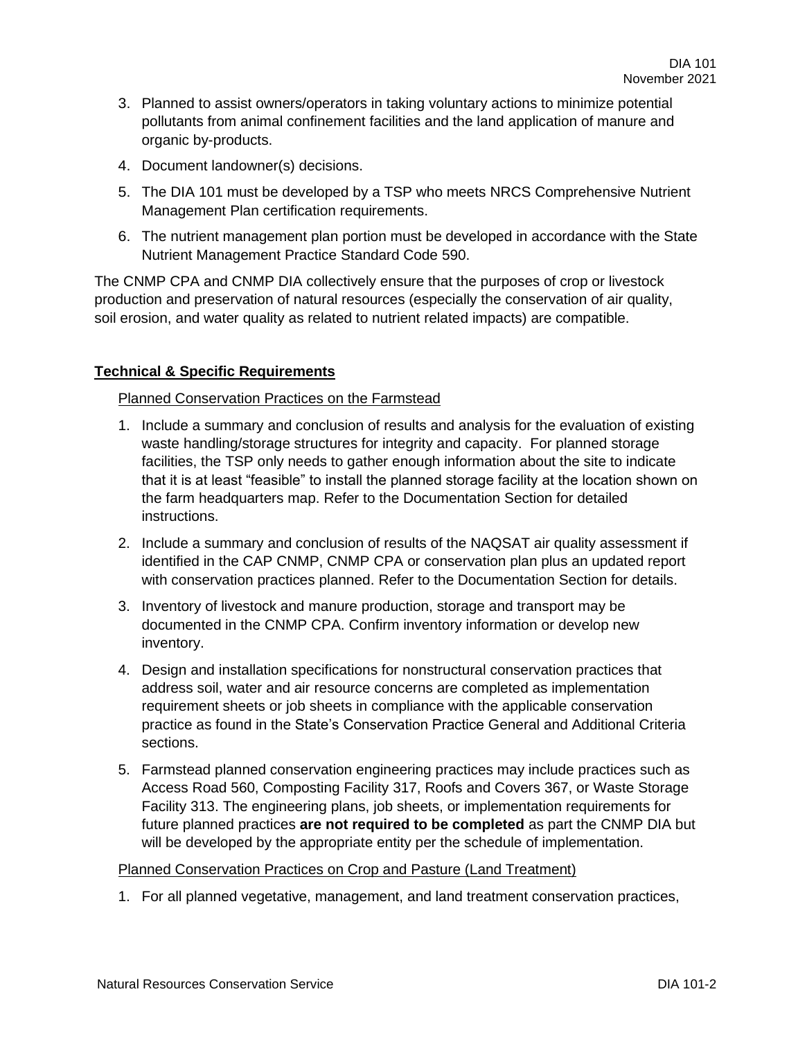3. Planned to assist owners/operators in taking voluntary actions to minimize potential pollutants from animal confinement facilities and the land application of manure and organic by-products.
4. Document landowner(s) decisions.
5. The DIA 101 must be developed by a TSP who meets NRCS Comprehensive Nutrient Management Plan certification requirements.
6. The nutrient management plan portion must be developed in accordance with the State Nutrient Management Practice Standard Code 590.

The CNMP CPA and CNMP DIA collectively ensure that the purposes of crop or livestock production and preservation of natural resources (especially the conservation of air quality, soil erosion, and water quality as related to nutrient related impacts) are compatible.

## Technical & Specific Requirements

### Planned Conservation Practices on the Farmstead

1. Include a summary and conclusion of results and analysis for the evaluation of existing waste handling/storage structures for integrity and capacity. For planned storage facilities, the TSP only needs to gather enough information about the site to indicate that it is at least "feasible" to install the planned storage facility at the location shown on the farm headquarters map. Refer to the Documentation Section for detailed instructions.
2. Include a summary and conclusion of results of the NAQSAT air quality assessment if identified in the CAP CNMP, CNMP CPA or conservation plan plus an updated report with conservation practices planned. Refer to the Documentation Section for details.
3. Inventory of livestock and manure production, storage and transport may be documented in the CNMP CPA. Confirm inventory information or develop new inventory.
4. Design and installation specifications for nonstructural conservation practices that address soil, water and air resource concerns are completed as implementation requirement sheets or job sheets in compliance with the applicable conservation practice as found in the State's Conservation Practice General and Additional Criteria sections.
5. Farmstead planned conservation engineering practices may include practices such as Access Road 560, Composting Facility 317, Roofs and Covers 367, or Waste Storage Facility 313. The engineering plans, job sheets, or implementation requirements for future planned practices **are not required to be completed** as part the CNMP DIA but will be developed by the appropriate entity per the schedule of implementation.

### Planned Conservation Practices on Crop and Pasture (Land Treatment)

1. For all planned vegetative, management, and land treatment conservation practices,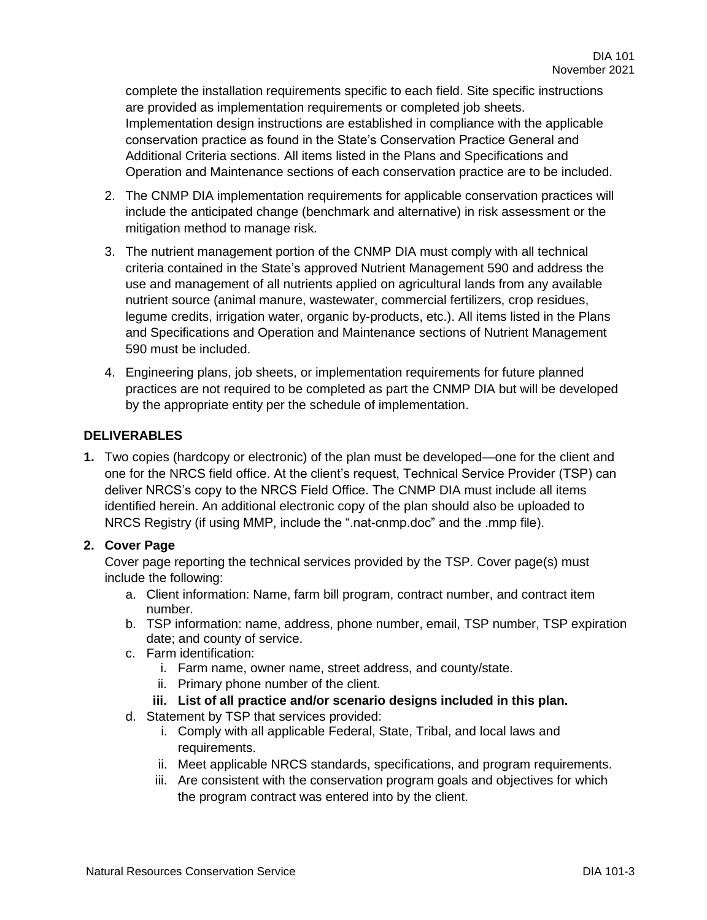complete the installation requirements specific to each field. Site specific instructions are provided as implementation requirements or completed job sheets. Implementation design instructions are established in compliance with the applicable conservation practice as found in the State's Conservation Practice General and Additional Criteria sections. All items listed in the Plans and Specifications and Operation and Maintenance sections of each conservation practice are to be included.

2. The CNMP DIA implementation requirements for applicable conservation practices will include the anticipated change (benchmark and alternative) in risk assessment or the mitigation method to manage risk.

3. The nutrient management portion of the CNMP DIA must comply with all technical criteria contained in the State's approved Nutrient Management 590 and address the use and management of all nutrients applied on agricultural lands from any available nutrient source (animal manure, wastewater, commercial fertilizers, crop residues, legume credits, irrigation water, organic by-products, etc.). All items listed in the Plans and Specifications and Operation and Maintenance sections of Nutrient Management 590 must be included.

4. Engineering plans, job sheets, or implementation requirements for future planned practices are not required to be completed as part the CNMP DIA but will be developed by the appropriate entity per the schedule of implementation.

## DELIVERABLES

**1.** Two copies (hardcopy or electronic) of the plan must be developed—one for the client and one for the NRCS field office. At the client's request, Technical Service Provider (TSP) can deliver NRCS's copy to the NRCS Field Office. The CNMP DIA must include all items identified herein. An additional electronic copy of the plan should also be uploaded to NRCS Registry (if using MMP, include the ".nat-cnmp.doc" and the .mmp file).

**2. Cover Page**

Cover page reporting the technical services provided by the TSP. Cover page(s) must include the following:

a. Client information: Name, farm bill program, contract number, and contract item number.
b. TSP information: name, address, phone number, email, TSP number, TSP expiration date; and county of service.
c. Farm identification:
   i. Farm name, owner name, street address, and county/state.
   ii. Primary phone number of the client.
   **iii. List of all practice and/or scenario designs included in this plan.**
d. Statement by TSP that services provided:
   i. Comply with all applicable Federal, State, Tribal, and local laws and requirements.
   ii. Meet applicable NRCS standards, specifications, and program requirements.
   iii. Are consistent with the conservation program goals and objectives for which the program contract was entered into by the client.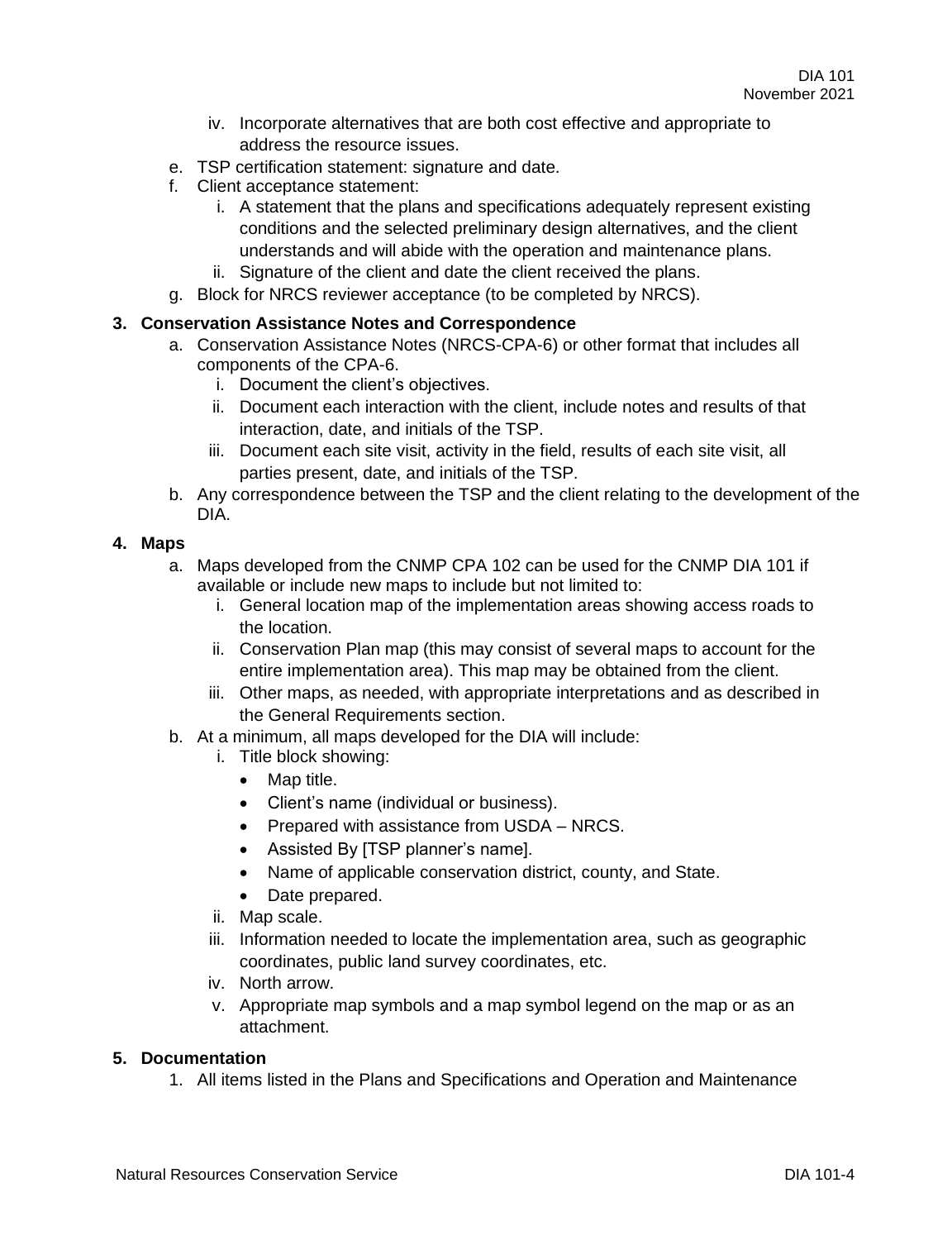iv. Incorporate alternatives that are both cost effective and appropriate to address the resource issues.

   e. TSP certification statement: signature and date.
   f. Client acceptance statement:
      i. A statement that the plans and specifications adequately represent existing conditions and the selected preliminary design alternatives, and the client understands and will abide with the operation and maintenance plans.
      ii. Signature of the client and date the client received the plans.
   g. Block for NRCS reviewer acceptance (to be completed by NRCS).

**3. Conservation Assistance Notes and Correspondence**

   a. Conservation Assistance Notes (NRCS-CPA-6) or other format that includes all components of the CPA-6.
      i. Document the client's objectives.
      ii. Document each interaction with the client, include notes and results of that interaction, date, and initials of the TSP.
      iii. Document each site visit, activity in the field, results of each site visit, all parties present, date, and initials of the TSP.
   b. Any correspondence between the TSP and the client relating to the development of the DIA.

**4. Maps**

   a. Maps developed from the CNMP CPA 102 can be used for the CNMP DIA 101 if available or include new maps to include but not limited to:
      i. General location map of the implementation areas showing access roads to the location.
      ii. Conservation Plan map (this may consist of several maps to account for the entire implementation area). This map may be obtained from the client.
      iii. Other maps, as needed, with appropriate interpretations and as described in the General Requirements section.
   b. At a minimum, all maps developed for the DIA will include:
      i. Title block showing:
         - Map title.
         - Client's name (individual or business).
         - Prepared with assistance from USDA – NRCS.
         - Assisted By [TSP planner's name].
         - Name of applicable conservation district, county, and State.
         - Date prepared.
      ii. Map scale.
      iii. Information needed to locate the implementation area, such as geographic coordinates, public land survey coordinates, etc.
      iv. North arrow.
      v. Appropriate map symbols and a map symbol legend on the map or as an attachment.

**5. Documentation**

   1. All items listed in the Plans and Specifications and Operation and Maintenance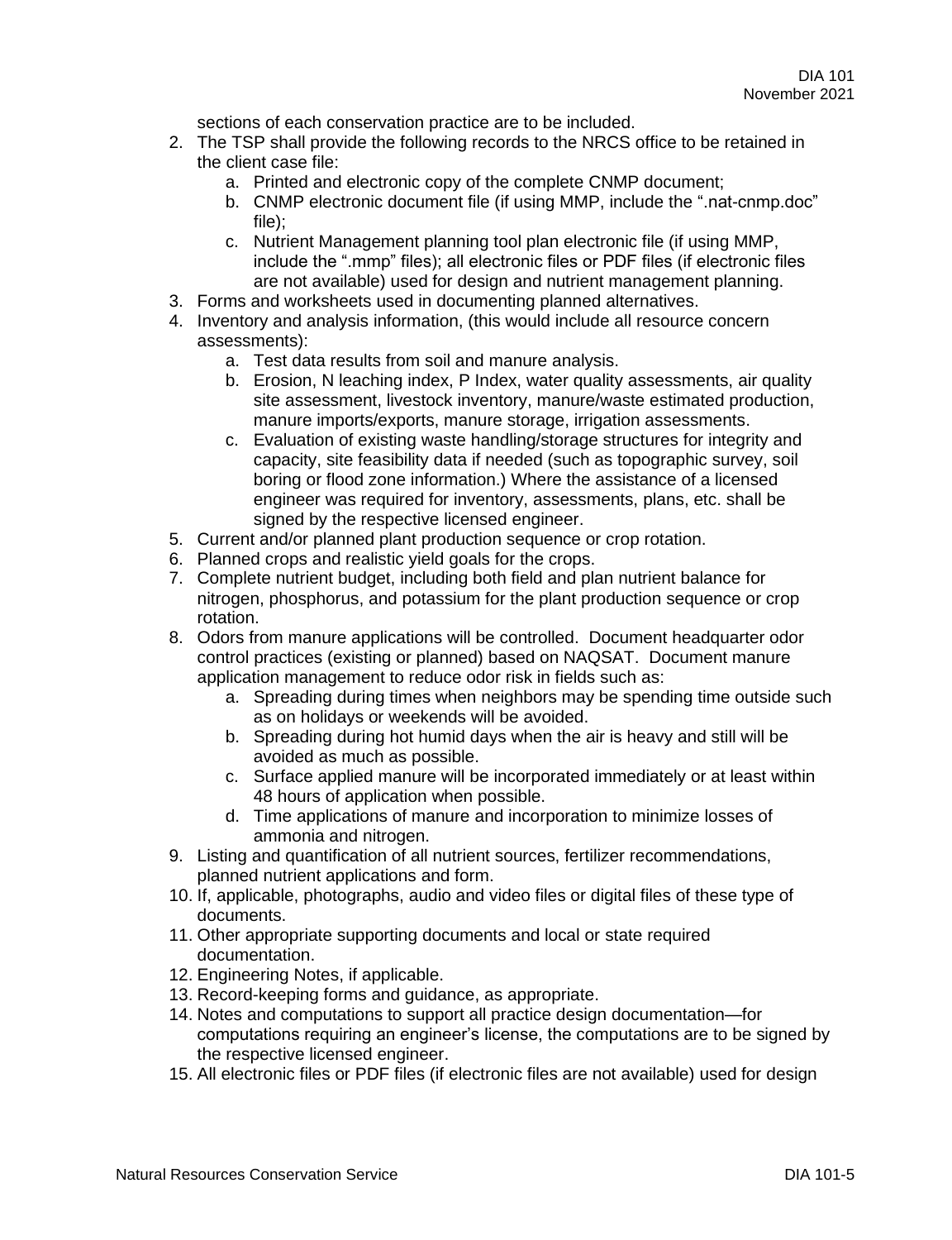sections of each conservation practice are to be included.

2. The TSP shall provide the following records to the NRCS office to be retained in the client case file:
    a. Printed and electronic copy of the complete CNMP document;
    b. CNMP electronic document file (if using MMP, include the ".nat-cnmp.doc" file);
    c. Nutrient Management planning tool plan electronic file (if using MMP, include the ".mmp" files); all electronic files or PDF files (if electronic files are not available) used for design and nutrient management planning.
3. Forms and worksheets used in documenting planned alternatives.
4. Inventory and analysis information, (this would include all resource concern assessments):
    a. Test data results from soil and manure analysis.
    b. Erosion, N leaching index, P Index, water quality assessments, air quality site assessment, livestock inventory, manure/waste estimated production, manure imports/exports, manure storage, irrigation assessments.
    c. Evaluation of existing waste handling/storage structures for integrity and capacity, site feasibility data if needed (such as topographic survey, soil boring or flood zone information.) Where the assistance of a licensed engineer was required for inventory, assessments, plans, etc. shall be signed by the respective licensed engineer.
5. Current and/or planned plant production sequence or crop rotation.
6. Planned crops and realistic yield goals for the crops.
7. Complete nutrient budget, including both field and plan nutrient balance for nitrogen, phosphorus, and potassium for the plant production sequence or crop rotation.
8. Odors from manure applications will be controlled. Document headquarter odor control practices (existing or planned) based on NAQSAT. Document manure application management to reduce odor risk in fields such as:
    a. Spreading during times when neighbors may be spending time outside such as on holidays or weekends will be avoided.
    b. Spreading during hot humid days when the air is heavy and still will be avoided as much as possible.
    c. Surface applied manure will be incorporated immediately or at least within 48 hours of application when possible.
    d. Time applications of manure and incorporation to minimize losses of ammonia and nitrogen.
9. Listing and quantification of all nutrient sources, fertilizer recommendations, planned nutrient applications and form.
10. If, applicable, photographs, audio and video files or digital files of these type of documents.
11. Other appropriate supporting documents and local or state required documentation.
12. Engineering Notes, if applicable.
13. Record-keeping forms and guidance, as appropriate.
14. Notes and computations to support all practice design documentation—for computations requiring an engineer's license, the computations are to be signed by the respective licensed engineer.
15. All electronic files or PDF files (if electronic files are not available) used for design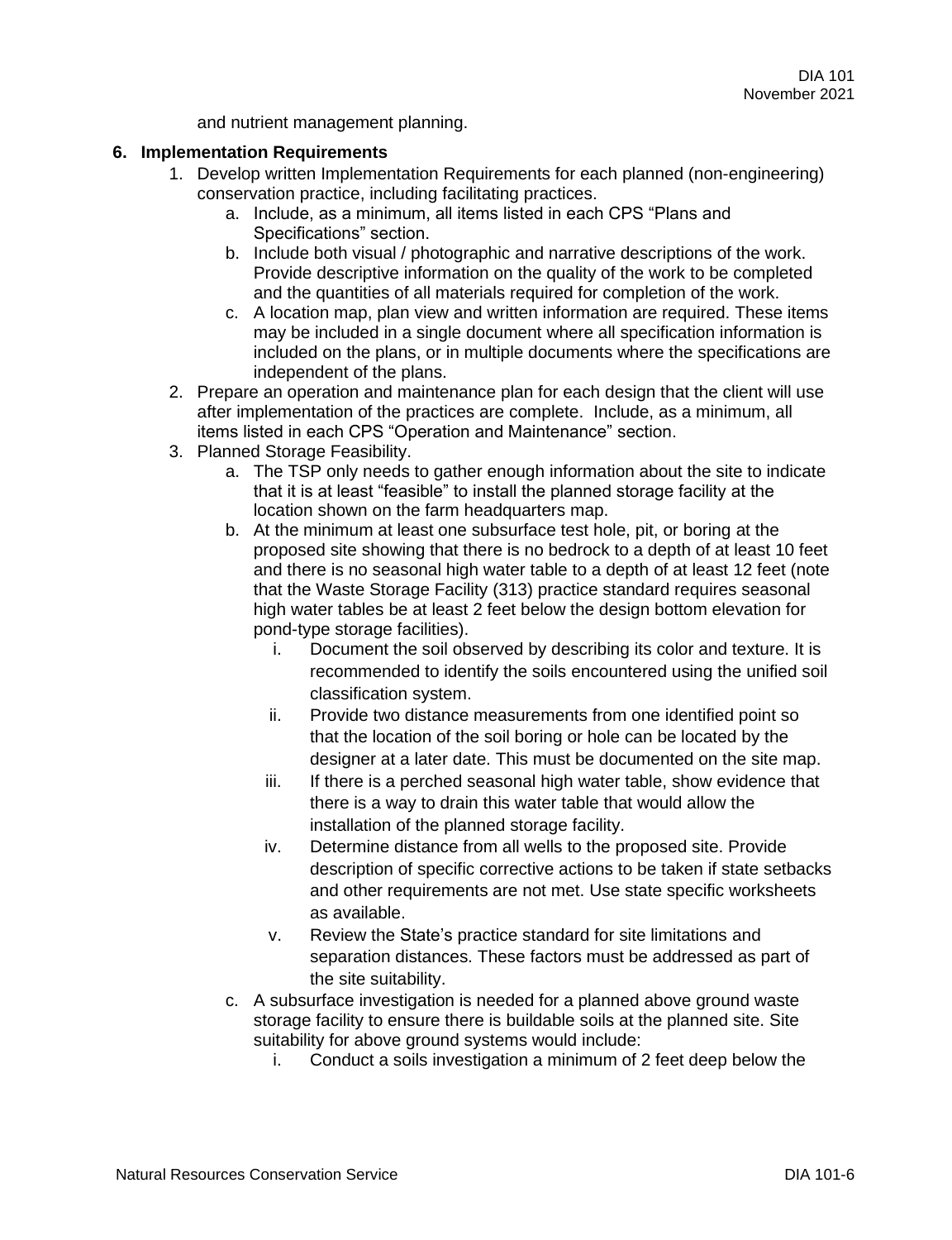and nutrient management planning.

**6. Implementation Requirements**

1. Develop written Implementation Requirements for each planned (non-engineering) conservation practice, including facilitating practices.
   a. Include, as a minimum, all items listed in each CPS “Plans and Specifications” section.
   b. Include both visual / photographic and narrative descriptions of the work. Provide descriptive information on the quality of the work to be completed and the quantities of all materials required for completion of the work.
   c. A location map, plan view and written information are required. These items may be included in a single document where all specification information is included on the plans, or in multiple documents where the specifications are independent of the plans.
2. Prepare an operation and maintenance plan for each design that the client will use after implementation of the practices are complete. Include, as a minimum, all items listed in each CPS “Operation and Maintenance” section.
3. Planned Storage Feasibility.
   a. The TSP only needs to gather enough information about the site to indicate that it is at least “feasible” to install the planned storage facility at the location shown on the farm headquarters map.
   b. At the minimum at least one subsurface test hole, pit, or boring at the proposed site showing that there is no bedrock to a depth of at least 10 feet and there is no seasonal high water table to a depth of at least 12 feet (note that the Waste Storage Facility (313) practice standard requires seasonal high water tables be at least 2 feet below the design bottom elevation for pond-type storage facilities).
      i. Document the soil observed by describing its color and texture. It is recommended to identify the soils encountered using the unified soil classification system.
      ii. Provide two distance measurements from one identified point so that the location of the soil boring or hole can be located by the designer at a later date. This must be documented on the site map.
      iii. If there is a perched seasonal high water table, show evidence that there is a way to drain this water table that would allow the installation of the planned storage facility.
      iv. Determine distance from all wells to the proposed site. Provide description of specific corrective actions to be taken if state setbacks and other requirements are not met. Use state specific worksheets as available.
      v. Review the State’s practice standard for site limitations and separation distances. These factors must be addressed as part of the site suitability.
   c. A subsurface investigation is needed for a planned above ground waste storage facility to ensure there is buildable soils at the planned site. Site suitability for above ground systems would include:
      i. Conduct a soils investigation a minimum of 2 feet deep below the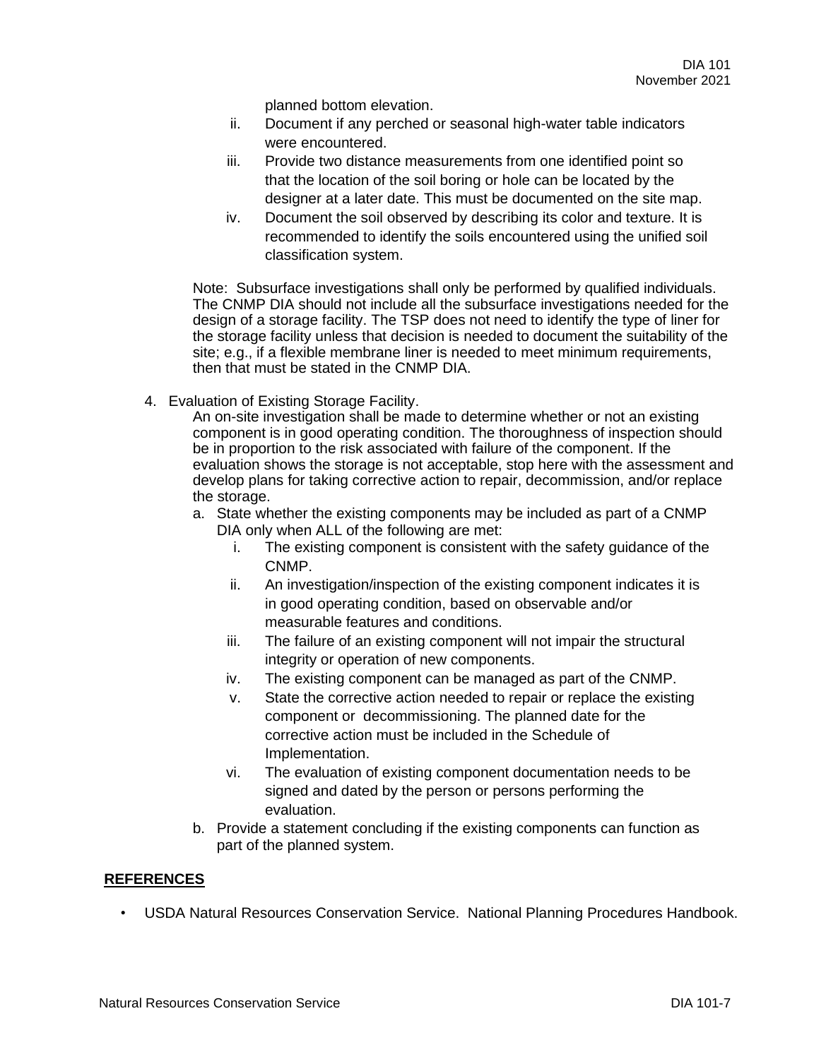planned bottom elevation.

ii. Document if any perched or seasonal high-water table indicators were encountered.

iii. Provide two distance measurements from one identified point so that the location of the soil boring or hole can be located by the designer at a later date. This must be documented on the site map.

iv. Document the soil observed by describing its color and texture. It is recommended to identify the soils encountered using the unified soil classification system.

Note: Subsurface investigations shall only be performed by qualified individuals. The CNMP DIA should not include all the subsurface investigations needed for the design of a storage facility. The TSP does not need to identify the type of liner for the storage facility unless that decision is needed to document the suitability of the site; e.g., if a flexible membrane liner is needed to meet minimum requirements, then that must be stated in the CNMP DIA.

4. Evaluation of Existing Storage Facility.

   An on-site investigation shall be made to determine whether or not an existing component is in good operating condition. The thoroughness of inspection should be in proportion to the risk associated with failure of the component. If the evaluation shows the storage is not acceptable, stop here with the assessment and develop plans for taking corrective action to repair, decommission, and/or replace the storage.

   a. State whether the existing components may be included as part of a CNMP DIA only when ALL of the following are met:

      i. The existing component is consistent with the safety guidance of the CNMP.

      ii. An investigation/inspection of the existing component indicates it is in good operating condition, based on observable and/or measurable features and conditions.

      iii. The failure of an existing component will not impair the structural integrity or operation of new components.

      iv. The existing component can be managed as part of the CNMP.

      v. State the corrective action needed to repair or replace the existing component or decommissioning. The planned date for the corrective action must be included in the Schedule of Implementation.

      vi. The evaluation of existing component documentation needs to be signed and dated by the person or persons performing the evaluation.

   b. Provide a statement concluding if the existing components can function as part of the planned system.

**REFERENCES**

- USDA Natural Resources Conservation Service. National Planning Procedures Handbook.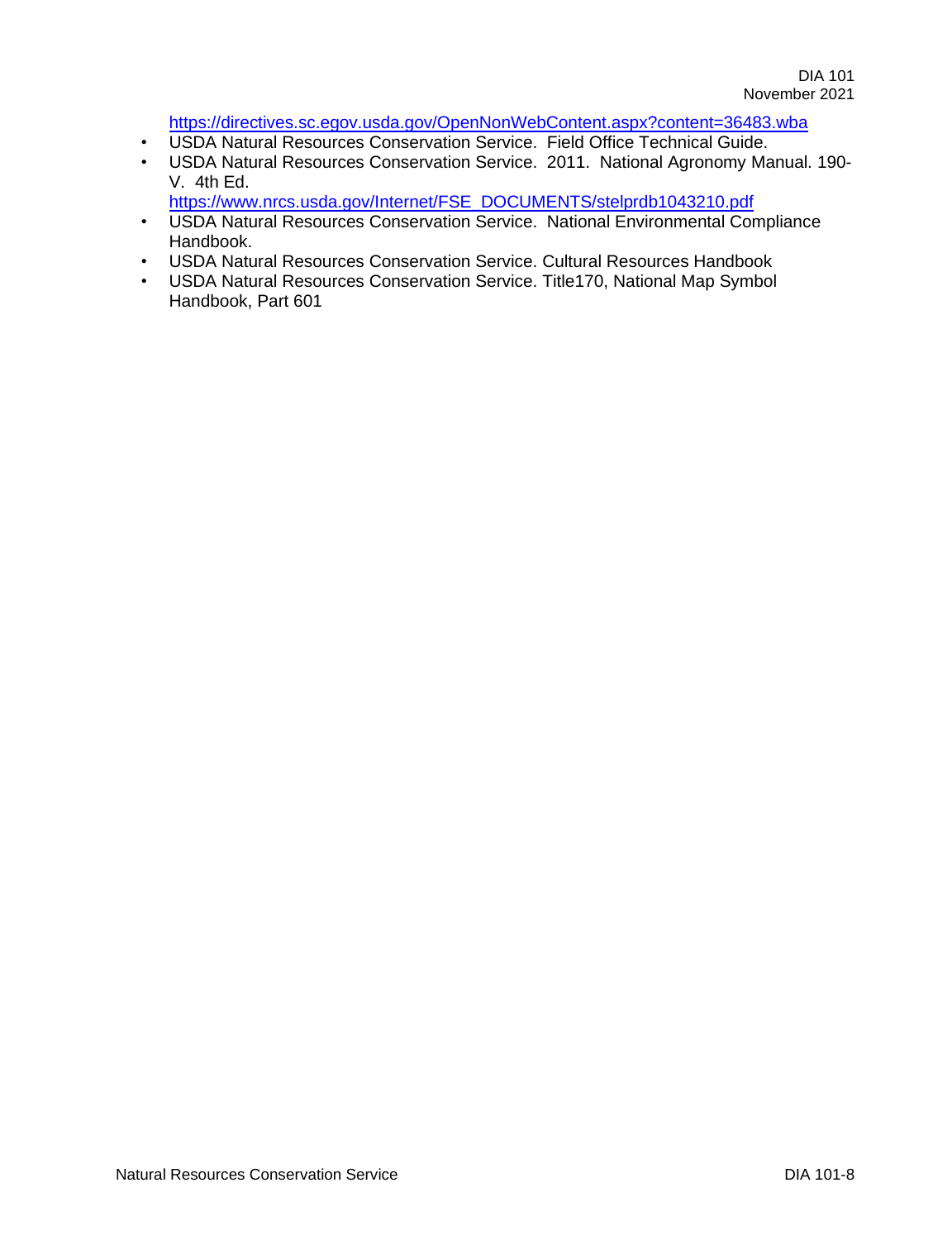https://directives.sc.egov.usda.gov/OpenNonWebContent.aspx?content=36483.wba

- USDA Natural Resources Conservation Service. Field Office Technical Guide.
- USDA Natural Resources Conservation Service. 2011. National Agronomy Manual. 190-V. 4th Ed.
  https://www.nrcs.usda.gov/Internet/FSE_DOCUMENTS/stelprdb1043210.pdf
- USDA Natural Resources Conservation Service. National Environmental Compliance Handbook.
- USDA Natural Resources Conservation Service. Cultural Resources Handbook
- USDA Natural Resources Conservation Service. Title170, National Map Symbol Handbook, Part 601